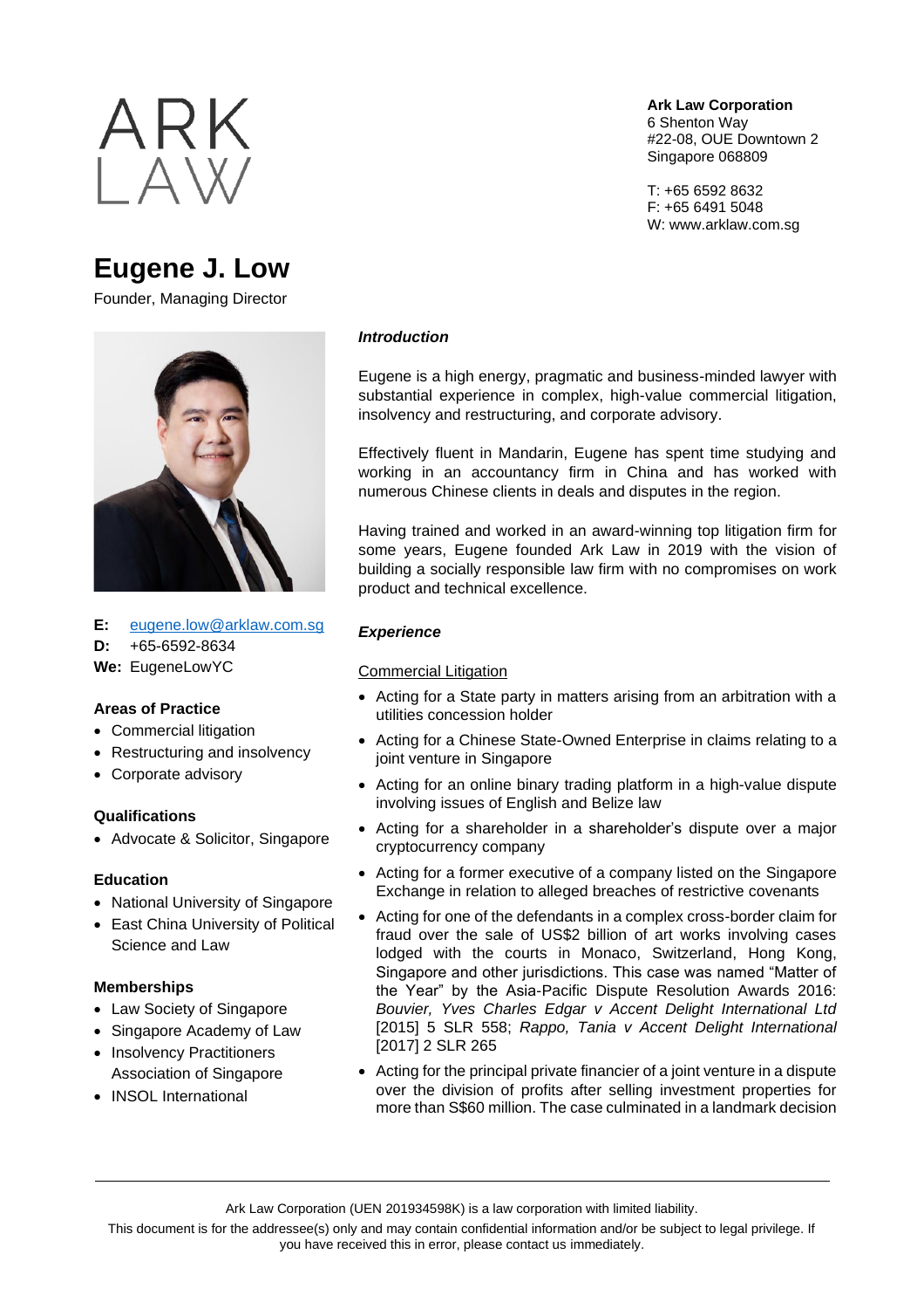ARK LAW

**Ark Law Corporation**
6 Shenton Way
#22-08, OUE Downtown 2
Singapore 068809

T: +65 6592 8632
F: +65 6491 5048
W: www.arklaw.com.sg

# Eugene J. Low

Founder, Managing Director

**E:** eugene.low@arklaw.com.sg
**D:** +65-6592-8634
**We:** EugeneLowYC

### Areas of Practice

- Commercial litigation
- Restructuring and insolvency
- Corporate advisory

### Qualifications

- Advocate & Solicitor, Singapore

### Education

- National University of Singapore
- East China University of Political Science and Law

### Memberships

- Law Society of Singapore
- Singapore Academy of Law
- Insolvency Practitioners Association of Singapore
- INSOL International

## *Introduction*

Eugene is a high energy, pragmatic and business-minded lawyer with substantial experience in complex, high-value commercial litigation, insolvency and restructuring, and corporate advisory.

Effectively fluent in Mandarin, Eugene has spent time studying and working in an accountancy firm in China and has worked with numerous Chinese clients in deals and disputes in the region.

Having trained and worked in an award-winning top litigation firm for some years, Eugene founded Ark Law in 2019 with the vision of building a socially responsible law firm with no compromises on work product and technical excellence.

## *Experience*

Commercial Litigation

- Acting for a State party in matters arising from an arbitration with a utilities concession holder
- Acting for a Chinese State-Owned Enterprise in claims relating to a joint venture in Singapore
- Acting for an online binary trading platform in a high-value dispute involving issues of English and Belize law
- Acting for a shareholder in a shareholder's dispute over a major cryptocurrency company
- Acting for a former executive of a company listed on the Singapore Exchange in relation to alleged breaches of restrictive covenants
- Acting for one of the defendants in a complex cross-border claim for fraud over the sale of US$2 billion of art works involving cases lodged with the courts in Monaco, Switzerland, Hong Kong, Singapore and other jurisdictions. This case was named "Matter of the Year" by the Asia-Pacific Dispute Resolution Awards 2016: *Bouvier, Yves Charles Edgar v Accent Delight International Ltd* [2015] 5 SLR 558; *Rappo, Tania v Accent Delight International* [2017] 2 SLR 265
- Acting for the principal private financier of a joint venture in a dispute over the division of profits after selling investment properties for more than S$60 million. The case culminated in a landmark decision

Ark Law Corporation (UEN 201934598K) is a law corporation with limited liability.
This document is for the addressee(s) only and may contain confidential information and/or be subject to legal privilege. If you have received this in error, please contact us immediately.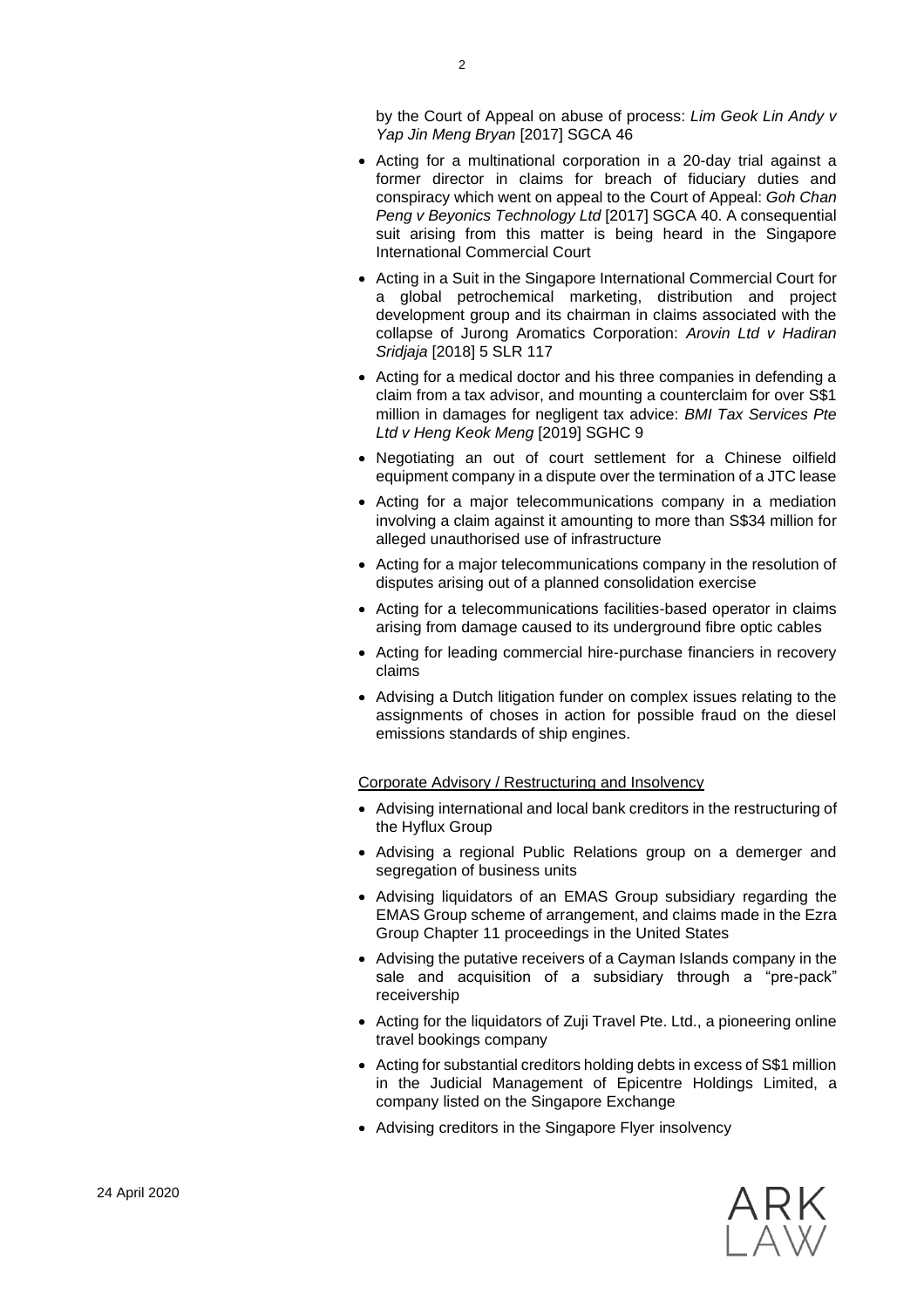by the Court of Appeal on abuse of process: *Lim Geok Lin Andy v Yap Jin Meng Bryan* [2017] SGCA 46

- Acting for a multinational corporation in a 20-day trial against a former director in claims for breach of fiduciary duties and conspiracy which went on appeal to the Court of Appeal: *Goh Chan Peng v Beyonics Technology Ltd* [2017] SGCA 40. A consequential suit arising from this matter is being heard in the Singapore International Commercial Court
- Acting in a Suit in the Singapore International Commercial Court for a global petrochemical marketing, distribution and project development group and its chairman in claims associated with the collapse of Jurong Aromatics Corporation: *Arovin Ltd v Hadiran Sridjaja* [2018] 5 SLR 117
- Acting for a medical doctor and his three companies in defending a claim from a tax advisor, and mounting a counterclaim for over S$1 million in damages for negligent tax advice: *BMI Tax Services Pte Ltd v Heng Keok Meng* [2019] SGHC 9
- Negotiating an out of court settlement for a Chinese oilfield equipment company in a dispute over the termination of a JTC lease
- Acting for a major telecommunications company in a mediation involving a claim against it amounting to more than S$34 million for alleged unauthorised use of infrastructure
- Acting for a major telecommunications company in the resolution of disputes arising out of a planned consolidation exercise
- Acting for a telecommunications facilities-based operator in claims arising from damage caused to its underground fibre optic cables
- Acting for leading commercial hire-purchase financiers in recovery claims
- Advising a Dutch litigation funder on complex issues relating to the assignments of choses in action for possible fraud on the diesel emissions standards of ship engines.

Corporate Advisory / Restructuring and Insolvency

- Advising international and local bank creditors in the restructuring of the Hyflux Group
- Advising a regional Public Relations group on a demerger and segregation of business units
- Advising liquidators of an EMAS Group subsidiary regarding the EMAS Group scheme of arrangement, and claims made in the Ezra Group Chapter 11 proceedings in the United States
- Advising the putative receivers of a Cayman Islands company in the sale and acquisition of a subsidiary through a "pre-pack" receivership
- Acting for the liquidators of Zuji Travel Pte. Ltd., a pioneering online travel bookings company
- Acting for substantial creditors holding debts in excess of S$1 million in the Judicial Management of Epicentre Holdings Limited, a company listed on the Singapore Exchange
- Advising creditors in the Singapore Flyer insolvency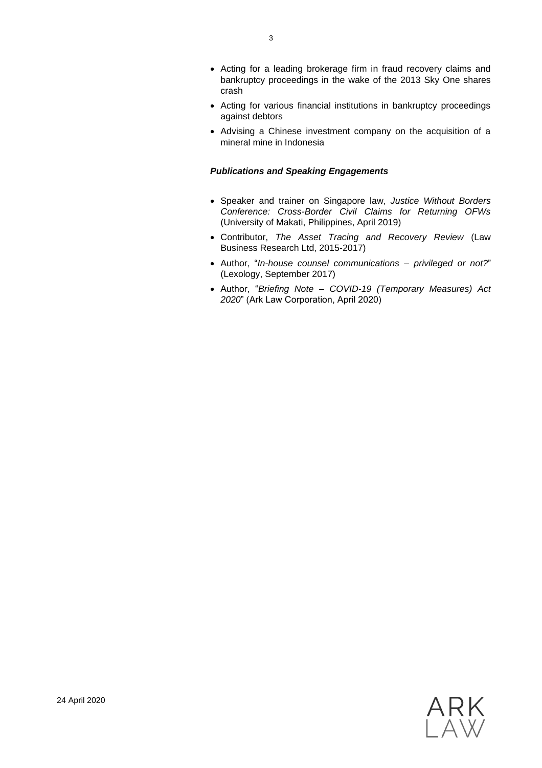- Acting for a leading brokerage firm in fraud recovery claims and bankruptcy proceedings in the wake of the 2013 Sky One shares crash
- Acting for various financial institutions in bankruptcy proceedings against debtors
- Advising a Chinese investment company on the acquisition of a mineral mine in Indonesia

***Publications and Speaking Engagements***

- Speaker and trainer on Singapore law, *Justice Without Borders Conference: Cross-Border Civil Claims for Returning OFWs* (University of Makati, Philippines, April 2019)
- Contributor, *The Asset Tracing and Recovery Review* (Law Business Research Ltd, 2015-2017)
- Author, "*In-house counsel communications – privileged or not?*" (Lexology, September 2017)
- Author, "*Briefing Note – COVID-19 (Temporary Measures) Act 2020*" (Ark Law Corporation, April 2020)

24 April 2020

ARK
LAW